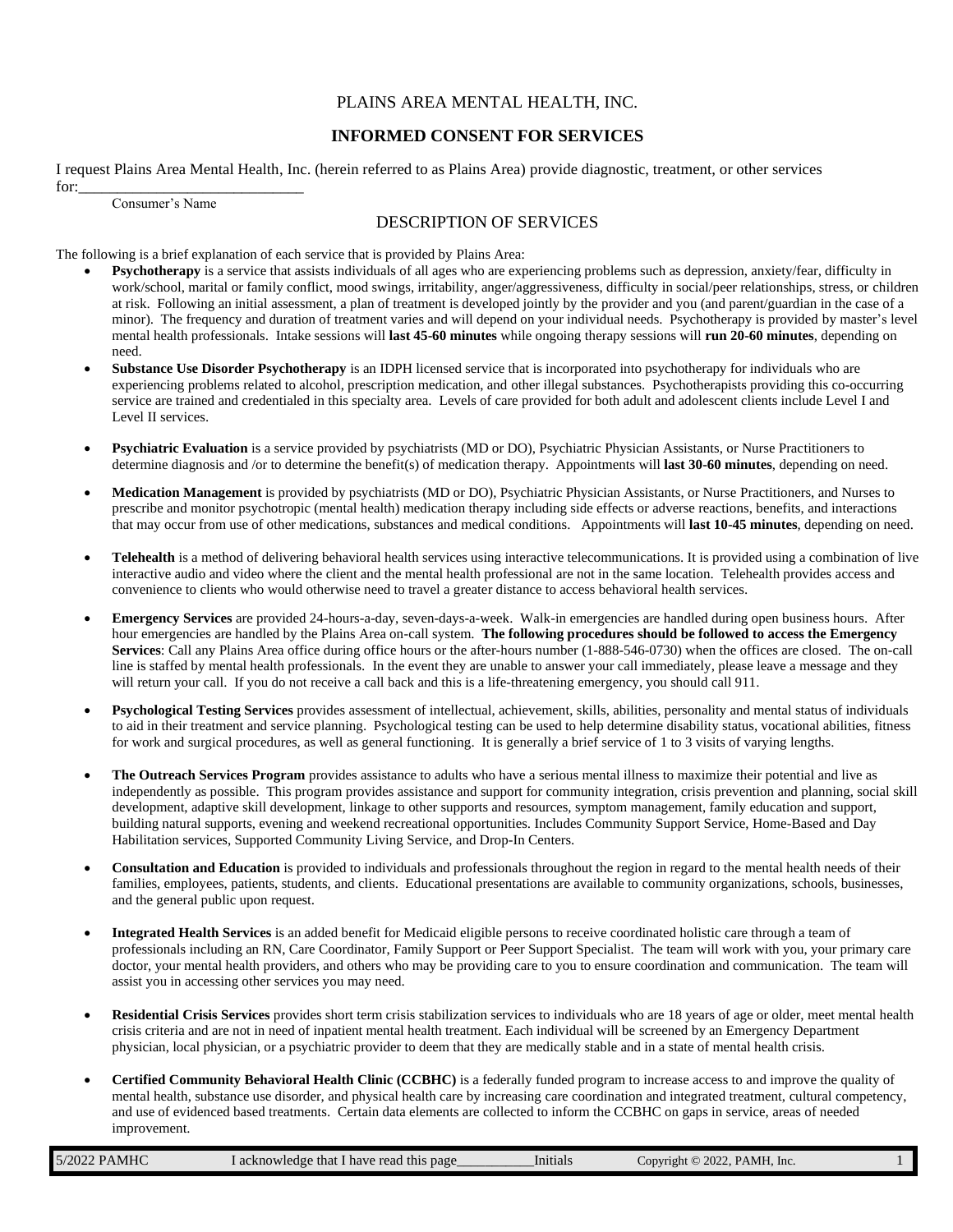PLAINS AREA MENTAL HEALTH, INC.

# INFORMED CONSENT FOR SERVICES

I request Plains Area Mental Health, Inc. (herein referred to as Plains Area) provide diagnostic, treatment, or other services for:_____________________________

Consumer's Name

## DESCRIPTION OF SERVICES

The following is a brief explanation of each service that is provided by Plains Area:

- **Psychotherapy** is a service that assists individuals of all ages who are experiencing problems such as depression, anxiety/fear, difficulty in work/school, marital or family conflict, mood swings, irritability, anger/aggressiveness, difficulty in social/peer relationships, stress, or children at risk. Following an initial assessment, a plan of treatment is developed jointly by the provider and you (and parent/guardian in the case of a minor). The frequency and duration of treatment varies and will depend on your individual needs. Psychotherapy is provided by master's level mental health professionals. Intake sessions will **last 45-60 minutes** while ongoing therapy sessions will **run 20-60 minutes**, depending on need.
- **Substance Use Disorder Psychotherapy** is an IDPH licensed service that is incorporated into psychotherapy for individuals who are experiencing problems related to alcohol, prescription medication, and other illegal substances. Psychotherapists providing this co-occurring service are trained and credentialed in this specialty area. Levels of care provided for both adult and adolescent clients include Level I and Level II services.
- **Psychiatric Evaluation** is a service provided by psychiatrists (MD or DO), Psychiatric Physician Assistants, or Nurse Practitioners to determine diagnosis and /or to determine the benefit(s) of medication therapy. Appointments will **last 30-60 minutes**, depending on need.
- **Medication Management** is provided by psychiatrists (MD or DO), Psychiatric Physician Assistants, or Nurse Practitioners, and Nurses to prescribe and monitor psychotropic (mental health) medication therapy including side effects or adverse reactions, benefits, and interactions that may occur from use of other medications, substances and medical conditions. Appointments will **last 10-45 minutes**, depending on need.
- **Telehealth** is a method of delivering behavioral health services using interactive telecommunications. It is provided using a combination of live interactive audio and video where the client and the mental health professional are not in the same location. Telehealth provides access and convenience to clients who would otherwise need to travel a greater distance to access behavioral health services.
- **Emergency Services** are provided 24-hours-a-day, seven-days-a-week. Walk-in emergencies are handled during open business hours. After hour emergencies are handled by the Plains Area on-call system. **The following procedures should be followed to access the Emergency Services**: Call any Plains Area office during office hours or the after-hours number (1-888-546-0730) when the offices are closed. The on-call line is staffed by mental health professionals. In the event they are unable to answer your call immediately, please leave a message and they will return your call. If you do not receive a call back and this is a life-threatening emergency, you should call 911.
- **Psychological Testing Services** provides assessment of intellectual, achievement, skills, abilities, personality and mental status of individuals to aid in their treatment and service planning. Psychological testing can be used to help determine disability status, vocational abilities, fitness for work and surgical procedures, as well as general functioning. It is generally a brief service of 1 to 3 visits of varying lengths.
- **The Outreach Services Program** provides assistance to adults who have a serious mental illness to maximize their potential and live as independently as possible. This program provides assistance and support for community integration, crisis prevention and planning, social skill development, adaptive skill development, linkage to other supports and resources, symptom management, family education and support, building natural supports, evening and weekend recreational opportunities. Includes Community Support Service, Home-Based and Day Habilitation services, Supported Community Living Service, and Drop-In Centers.
- **Consultation and Education** is provided to individuals and professionals throughout the region in regard to the mental health needs of their families, employees, patients, students, and clients. Educational presentations are available to community organizations, schools, businesses, and the general public upon request.
- **Integrated Health Services** is an added benefit for Medicaid eligible persons to receive coordinated holistic care through a team of professionals including an RN, Care Coordinator, Family Support or Peer Support Specialist. The team will work with you, your primary care doctor, your mental health providers, and others who may be providing care to you to ensure coordination and communication. The team will assist you in accessing other services you may need.
- **Residential Crisis Services** provides short term crisis stabilization services to individuals who are 18 years of age or older, meet mental health crisis criteria and are not in need of inpatient mental health treatment. Each individual will be screened by an Emergency Department physician, local physician, or a psychiatric provider to deem that they are medically stable and in a state of mental health crisis.
- **Certified Community Behavioral Health Clinic (CCBHC)** is a federally funded program to increase access to and improve the quality of mental health, substance use disorder, and physical health care by increasing care coordination and integrated treatment, cultural competency, and use of evidenced based treatments. Certain data elements are collected to inform the CCBHC on gaps in service, areas of needed improvement.

5/2022 PAMHC I acknowledge that I have read this page__________Initials Copyright © 2022, PAMH, Inc.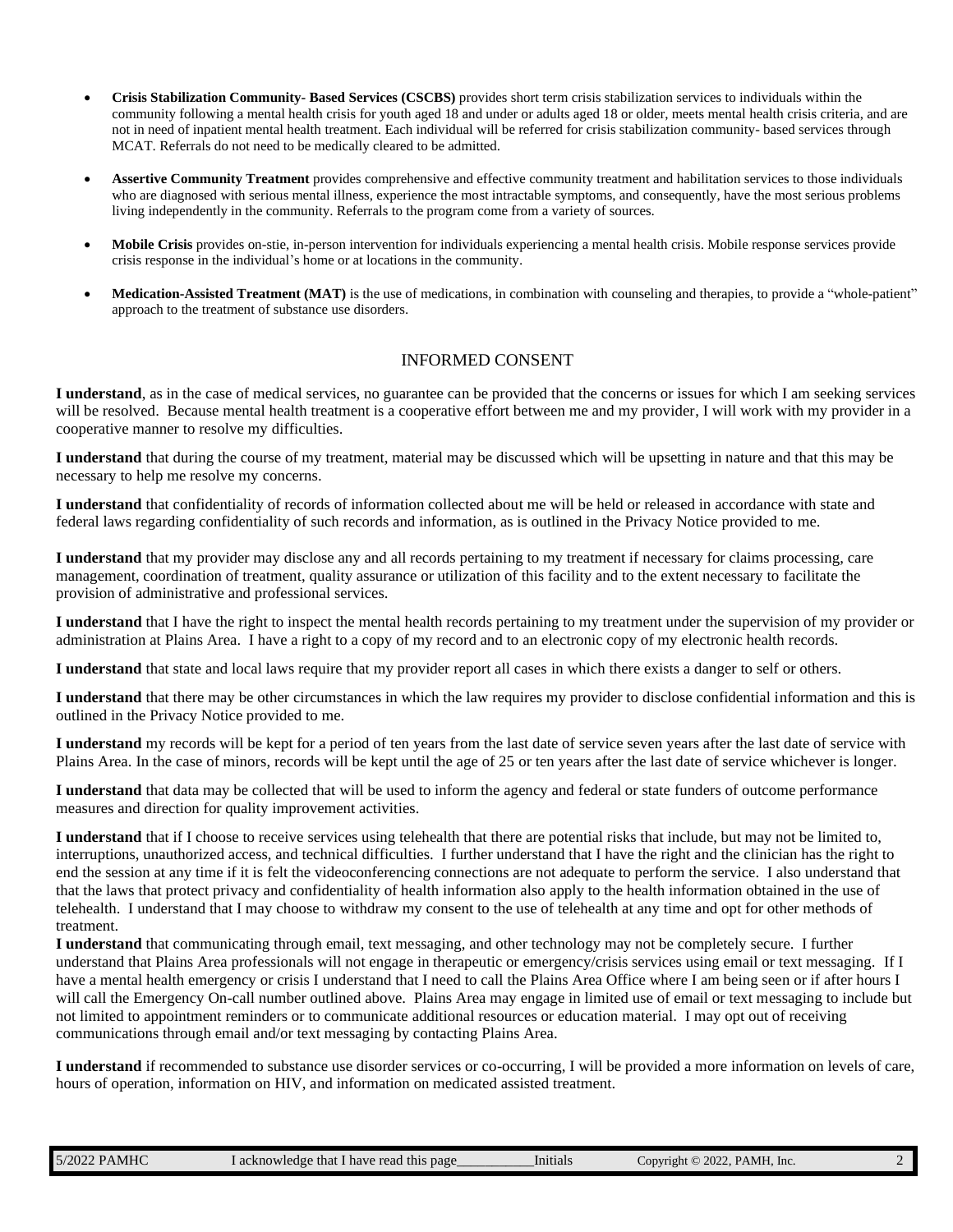- **Crisis Stabilization Community- Based Services (CSCBS)** provides short term crisis stabilization services to individuals within the community following a mental health crisis for youth aged 18 and under or adults aged 18 or older, meets mental health crisis criteria, and are not in need of inpatient mental health treatment. Each individual will be referred for crisis stabilization community- based services through MCAT. Referrals do not need to be medically cleared to be admitted.

- **Assertive Community Treatment** provides comprehensive and effective community treatment and habilitation services to those individuals who are diagnosed with serious mental illness, experience the most intractable symptoms, and consequently, have the most serious problems living independently in the community. Referrals to the program come from a variety of sources.

- **Mobile Crisis** provides on-stie, in-person intervention for individuals experiencing a mental health crisis. Mobile response services provide crisis response in the individual's home or at locations in the community.

- **Medication-Assisted Treatment (MAT)** is the use of medications, in combination with counseling and therapies, to provide a "whole-patient" approach to the treatment of substance use disorders.

## INFORMED CONSENT

**I understand**, as in the case of medical services, no guarantee can be provided that the concerns or issues for which I am seeking services will be resolved. Because mental health treatment is a cooperative effort between me and my provider, I will work with my provider in a cooperative manner to resolve my difficulties.

**I understand** that during the course of my treatment, material may be discussed which will be upsetting in nature and that this may be necessary to help me resolve my concerns.

**I understand** that confidentiality of records of information collected about me will be held or released in accordance with state and federal laws regarding confidentiality of such records and information, as is outlined in the Privacy Notice provided to me.

**I understand** that my provider may disclose any and all records pertaining to my treatment if necessary for claims processing, care management, coordination of treatment, quality assurance or utilization of this facility and to the extent necessary to facilitate the provision of administrative and professional services.

**I understand** that I have the right to inspect the mental health records pertaining to my treatment under the supervision of my provider or administration at Plains Area. I have a right to a copy of my record and to an electronic copy of my electronic health records.

**I understand** that state and local laws require that my provider report all cases in which there exists a danger to self or others.

**I understand** that there may be other circumstances in which the law requires my provider to disclose confidential information and this is outlined in the Privacy Notice provided to me.

**I understand** my records will be kept for a period of ten years from the last date of service seven years after the last date of service with Plains Area. In the case of minors, records will be kept until the age of 25 or ten years after the last date of service whichever is longer.

**I understand** that data may be collected that will be used to inform the agency and federal or state funders of outcome performance measures and direction for quality improvement activities.

**I understand** that if I choose to receive services using telehealth that there are potential risks that include, but may not be limited to, interruptions, unauthorized access, and technical difficulties. I further understand that I have the right and the clinician has the right to end the session at any time if it is felt the videoconferencing connections are not adequate to perform the service. I also understand that that the laws that protect privacy and confidentiality of health information also apply to the health information obtained in the use of telehealth. I understand that I may choose to withdraw my consent to the use of telehealth at any time and opt for other methods of treatment.

**I understand** that communicating through email, text messaging, and other technology may not be completely secure. I further understand that Plains Area professionals will not engage in therapeutic or emergency/crisis services using email or text messaging. If I have a mental health emergency or crisis I understand that I need to call the Plains Area Office where I am being seen or if after hours I will call the Emergency On-call number outlined above. Plains Area may engage in limited use of email or text messaging to include but not limited to appointment reminders or to communicate additional resources or education material. I may opt out of receiving communications through email and/or text messaging by contacting Plains Area.

**I understand** if recommended to substance use disorder services or co-occurring, I will be provided a more information on levels of care, hours of operation, information on HIV, and information on medicated assisted treatment.

I acknowledge that I have read this page__________Initials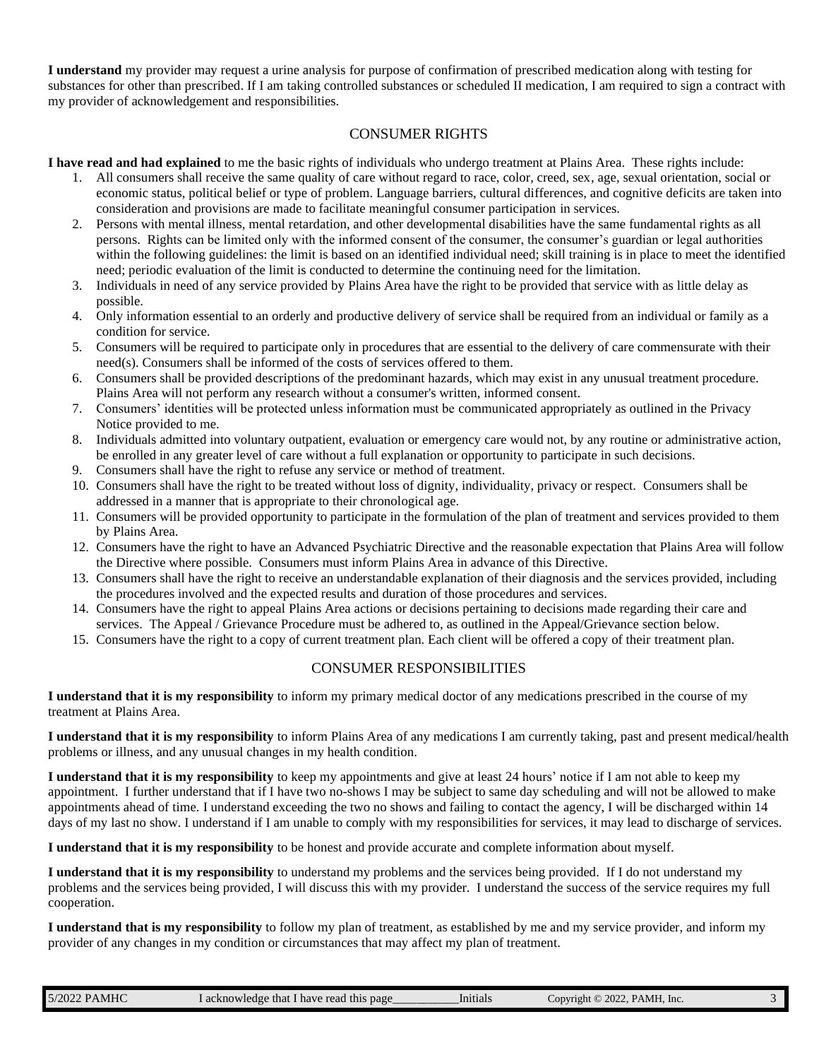**I understand** my provider may request a urine analysis for purpose of confirmation of prescribed medication along with testing for substances for other than prescribed. If I am taking controlled substances or scheduled II medication, I am required to sign a contract with my provider of acknowledgement and responsibilities.

## CONSUMER RIGHTS

**I have read and had explained** to me the basic rights of individuals who undergo treatment at Plains Area. These rights include:

1. All consumers shall receive the same quality of care without regard to race, color, creed, sex, age, sexual orientation, social or economic status, political belief or type of problem. Language barriers, cultural differences, and cognitive deficits are taken into consideration and provisions are made to facilitate meaningful consumer participation in services.
2. Persons with mental illness, mental retardation, and other developmental disabilities have the same fundamental rights as all persons. Rights can be limited only with the informed consent of the consumer, the consumer's guardian or legal authorities within the following guidelines: the limit is based on an identified individual need; skill training is in place to meet the identified need; periodic evaluation of the limit is conducted to determine the continuing need for the limitation.
3. Individuals in need of any service provided by Plains Area have the right to be provided that service with as little delay as possible.
4. Only information essential to an orderly and productive delivery of service shall be required from an individual or family as a condition for service.
5. Consumers will be required to participate only in procedures that are essential to the delivery of care commensurate with their need(s). Consumers shall be informed of the costs of services offered to them.
6. Consumers shall be provided descriptions of the predominant hazards, which may exist in any unusual treatment procedure. Plains Area will not perform any research without a consumer's written, informed consent.
7. Consumers' identities will be protected unless information must be communicated appropriately as outlined in the Privacy Notice provided to me.
8. Individuals admitted into voluntary outpatient, evaluation or emergency care would not, by any routine or administrative action, be enrolled in any greater level of care without a full explanation or opportunity to participate in such decisions.
9. Consumers shall have the right to refuse any service or method of treatment.
10. Consumers shall have the right to be treated without loss of dignity, individuality, privacy or respect. Consumers shall be addressed in a manner that is appropriate to their chronological age.
11. Consumers will be provided opportunity to participate in the formulation of the plan of treatment and services provided to them by Plains Area.
12. Consumers have the right to have an Advanced Psychiatric Directive and the reasonable expectation that Plains Area will follow the Directive where possible. Consumers must inform Plains Area in advance of this Directive.
13. Consumers shall have the right to receive an understandable explanation of their diagnosis and the services provided, including the procedures involved and the expected results and duration of those procedures and services.
14. Consumers have the right to appeal Plains Area actions or decisions pertaining to decisions made regarding their care and services. The Appeal / Grievance Procedure must be adhered to, as outlined in the Appeal/Grievance section below.
15. Consumers have the right to a copy of current treatment plan. Each client will be offered a copy of their treatment plan.

## CONSUMER RESPONSIBILITIES

**I understand that it is my responsibility** to inform my primary medical doctor of any medications prescribed in the course of my treatment at Plains Area.

**I understand that it is my responsibility** to inform Plains Area of any medications I am currently taking, past and present medical/health problems or illness, and any unusual changes in my health condition.

**I understand that it is my responsibility** to keep my appointments and give at least 24 hours' notice if I am not able to keep my appointment. I further understand that if I have two no-shows I may be subject to same day scheduling and will not be allowed to make appointments ahead of time. I understand exceeding the two no shows and failing to contact the agency, I will be discharged within 14 days of my last no show. I understand if I am unable to comply with my responsibilities for services, it may lead to discharge of services.

**I understand that it is my responsibility** to be honest and provide accurate and complete information about myself.

**I understand that it is my responsibility** to understand my problems and the services being provided. If I do not understand my problems and the services being provided, I will discuss this with my provider. I understand the success of the service requires my full cooperation.

**I understand that is my responsibility** to follow my plan of treatment, as established by me and my service provider, and inform my provider of any changes in my condition or circumstances that may affect my plan of treatment.

| 5/2022 PAMHC | I acknowledge that I have read this page__________Initials | Copyright © 2022, PAMH, Inc. |
|---|---|---|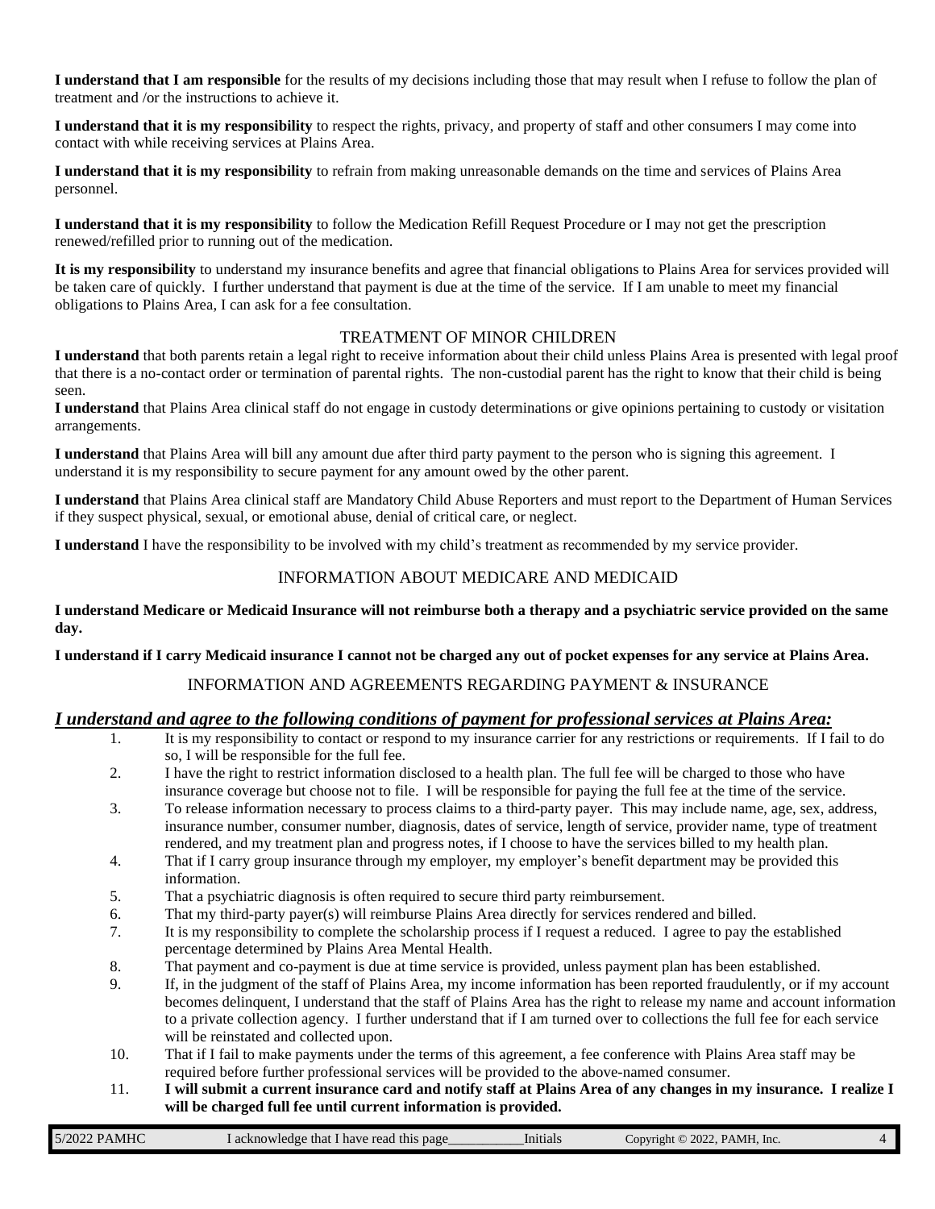**I understand that I am responsible** for the results of my decisions including those that may result when I refuse to follow the plan of treatment and /or the instructions to achieve it.

**I understand that it is my responsibility** to respect the rights, privacy, and property of staff and other consumers I may come into contact with while receiving services at Plains Area.

**I understand that it is my responsibility** to refrain from making unreasonable demands on the time and services of Plains Area personnel.

**I understand that it is my responsibility** to follow the Medication Refill Request Procedure or I may not get the prescription renewed/refilled prior to running out of the medication.

**It is my responsibility** to understand my insurance benefits and agree that financial obligations to Plains Area for services provided will be taken care of quickly. I further understand that payment is due at the time of the service. If I am unable to meet my financial obligations to Plains Area, I can ask for a fee consultation.

## TREATMENT OF MINOR CHILDREN

**I understand** that both parents retain a legal right to receive information about their child unless Plains Area is presented with legal proof that there is a no-contact order or termination of parental rights. The non-custodial parent has the right to know that their child is being seen.

**I understand** that Plains Area clinical staff do not engage in custody determinations or give opinions pertaining to custody or visitation arrangements.

**I understand** that Plains Area will bill any amount due after third party payment to the person who is signing this agreement. I understand it is my responsibility to secure payment for any amount owed by the other parent.

**I understand** that Plains Area clinical staff are Mandatory Child Abuse Reporters and must report to the Department of Human Services if they suspect physical, sexual, or emotional abuse, denial of critical care, or neglect.

**I understand** I have the responsibility to be involved with my child's treatment as recommended by my service provider.

## INFORMATION ABOUT MEDICARE AND MEDICAID

**I understand Medicare or Medicaid Insurance will not reimburse both a therapy and a psychiatric service provided on the same day.**

**I understand if I carry Medicaid insurance I cannot not be charged any out of pocket expenses for any service at Plains Area.**

## INFORMATION AND AGREEMENTS REGARDING PAYMENT & INSURANCE

***I understand and agree to the following conditions of payment for professional services at Plains Area:***

1. It is my responsibility to contact or respond to my insurance carrier for any restrictions or requirements. If I fail to do so, I will be responsible for the full fee.
2. I have the right to restrict information disclosed to a health plan. The full fee will be charged to those who have insurance coverage but choose not to file. I will be responsible for paying the full fee at the time of the service.
3. To release information necessary to process claims to a third-party payer. This may include name, age, sex, address, insurance number, consumer number, diagnosis, dates of service, length of service, provider name, type of treatment rendered, and my treatment plan and progress notes, if I choose to have the services billed to my health plan.
4. That if I carry group insurance through my employer, my employer's benefit department may be provided this information.
5. That a psychiatric diagnosis is often required to secure third party reimbursement.
6. That my third-party payer(s) will reimburse Plains Area directly for services rendered and billed.
7. It is my responsibility to complete the scholarship process if I request a reduced. I agree to pay the established percentage determined by Plains Area Mental Health.
8. That payment and co-payment is due at time service is provided, unless payment plan has been established.
9. If, in the judgment of the staff of Plains Area, my income information has been reported fraudulently, or if my account becomes delinquent, I understand that the staff of Plains Area has the right to release my name and account information to a private collection agency. I further understand that if I am turned over to collections the full fee for each service will be reinstated and collected upon.
10. That if I fail to make payments under the terms of this agreement, a fee conference with Plains Area staff may be required before further professional services will be provided to the above-named consumer.
11. **I will submit a current insurance card and notify staff at Plains Area of any changes in my insurance. I realize I will be charged full fee until current information is provided.**

5/2022 PAMHC | I acknowledge that I have read this page__________Initials | Copyright © 2022, PAMH, Inc.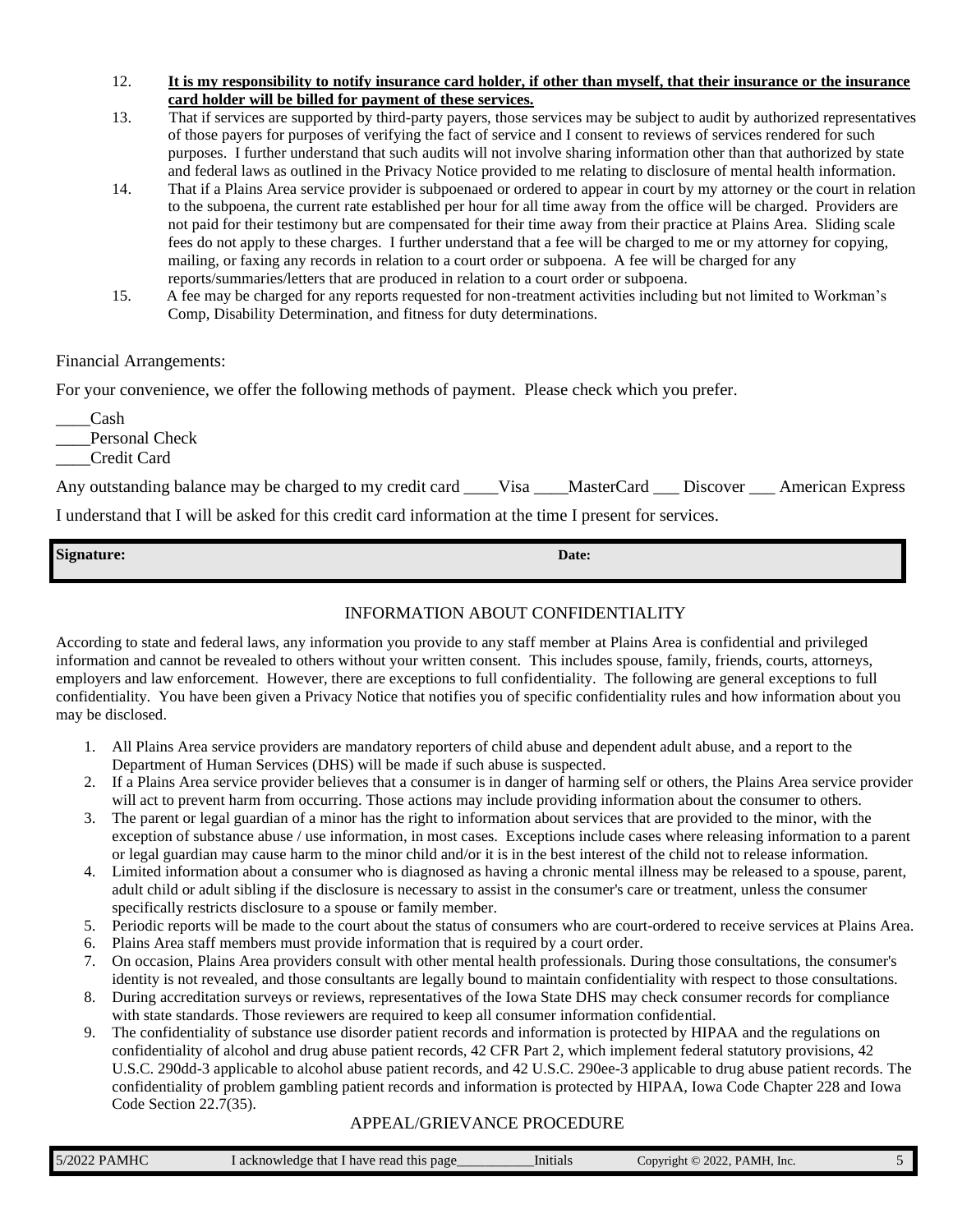12. **It is my responsibility to notify insurance card holder, if other than myself, that their insurance or the insurance card holder will be billed for payment of these services.**
13. That if services are supported by third-party payers, those services may be subject to audit by authorized representatives of those payers for purposes of verifying the fact of service and I consent to reviews of services rendered for such purposes. I further understand that such audits will not involve sharing information other than that authorized by state and federal laws as outlined in the Privacy Notice provided to me relating to disclosure of mental health information.
14. That if a Plains Area service provider is subpoenaed or ordered to appear in court by my attorney or the court in relation to the subpoena, the current rate established per hour for all time away from the office will be charged. Providers are not paid for their testimony but are compensated for their time away from their practice at Plains Area. Sliding scale fees do not apply to these charges. I further understand that a fee will be charged to me or my attorney for copying, mailing, or faxing any records in relation to a court order or subpoena. A fee will be charged for any reports/summaries/letters that are produced in relation to a court order or subpoena.
15. A fee may be charged for any reports requested for non-treatment activities including but not limited to Workman's Comp, Disability Determination, and fitness for duty determinations.

Financial Arrangements:

For your convenience, we offer the following methods of payment. Please check which you prefer.

____Cash
____Personal Check
____Credit Card

Any outstanding balance may be charged to my credit card ____Visa ____MasterCard ___ Discover ___ American Express

I understand that I will be asked for this credit card information at the time I present for services.

| **Signature:** | **Date:** |
|---|---|

## INFORMATION ABOUT CONFIDENTIALITY

According to state and federal laws, any information you provide to any staff member at Plains Area is confidential and privileged information and cannot be revealed to others without your written consent. This includes spouse, family, friends, courts, attorneys, employers and law enforcement. However, there are exceptions to full confidentiality. The following are general exceptions to full confidentiality. You have been given a Privacy Notice that notifies you of specific confidentiality rules and how information about you may be disclosed.

1. All Plains Area service providers are mandatory reporters of child abuse and dependent adult abuse, and a report to the Department of Human Services (DHS) will be made if such abuse is suspected.
2. If a Plains Area service provider believes that a consumer is in danger of harming self or others, the Plains Area service provider will act to prevent harm from occurring. Those actions may include providing information about the consumer to others.
3. The parent or legal guardian of a minor has the right to information about services that are provided to the minor, with the exception of substance abuse / use information, in most cases. Exceptions include cases where releasing information to a parent or legal guardian may cause harm to the minor child and/or it is in the best interest of the child not to release information.
4. Limited information about a consumer who is diagnosed as having a chronic mental illness may be released to a spouse, parent, adult child or adult sibling if the disclosure is necessary to assist in the consumer's care or treatment, unless the consumer specifically restricts disclosure to a spouse or family member.
5. Periodic reports will be made to the court about the status of consumers who are court-ordered to receive services at Plains Area.
6. Plains Area staff members must provide information that is required by a court order.
7. On occasion, Plains Area providers consult with other mental health professionals. During those consultations, the consumer's identity is not revealed, and those consultants are legally bound to maintain confidentiality with respect to those consultations.
8. During accreditation surveys or reviews, representatives of the Iowa State DHS may check consumer records for compliance with state standards. Those reviewers are required to keep all consumer information confidential.
9. The confidentiality of substance use disorder patient records and information is protected by HIPAA and the regulations on confidentiality of alcohol and drug abuse patient records, 42 CFR Part 2, which implement federal statutory provisions, 42 U.S.C. 290dd-3 applicable to alcohol abuse patient records, and 42 U.S.C. 290ee-3 applicable to drug abuse patient records. The confidentiality of problem gambling patient records and information is protected by HIPAA, Iowa Code Chapter 228 and Iowa Code Section 22.7(35).

## APPEAL/GRIEVANCE PROCEDURE

I acknowledge that I have read this page__________Initials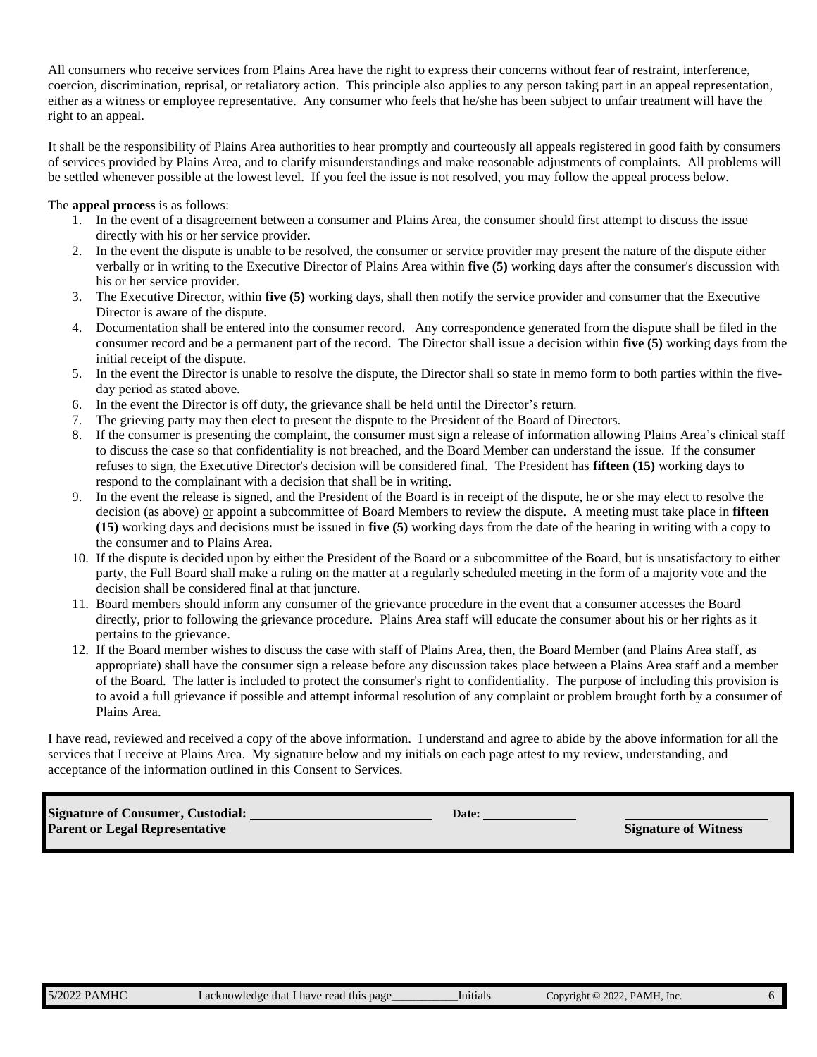All consumers who receive services from Plains Area have the right to express their concerns without fear of restraint, interference, coercion, discrimination, reprisal, or retaliatory action. This principle also applies to any person taking part in an appeal representation, either as a witness or employee representative. Any consumer who feels that he/she has been subject to unfair treatment will have the right to an appeal.

It shall be the responsibility of Plains Area authorities to hear promptly and courteously all appeals registered in good faith by consumers of services provided by Plains Area, and to clarify misunderstandings and make reasonable adjustments of complaints. All problems will be settled whenever possible at the lowest level. If you feel the issue is not resolved, you may follow the appeal process below.

The **appeal process** is as follows:

1. In the event of a disagreement between a consumer and Plains Area, the consumer should first attempt to discuss the issue directly with his or her service provider.
2. In the event the dispute is unable to be resolved, the consumer or service provider may present the nature of the dispute either verbally or in writing to the Executive Director of Plains Area within **five (5)** working days after the consumer's discussion with his or her service provider.
3. The Executive Director, within **five (5)** working days, shall then notify the service provider and consumer that the Executive Director is aware of the dispute.
4. Documentation shall be entered into the consumer record. Any correspondence generated from the dispute shall be filed in the consumer record and be a permanent part of the record. The Director shall issue a decision within **five (5)** working days from the initial receipt of the dispute.
5. In the event the Director is unable to resolve the dispute, the Director shall so state in memo form to both parties within the five-day period as stated above.
6. In the event the Director is off duty, the grievance shall be held until the Director's return.
7. The grieving party may then elect to present the dispute to the President of the Board of Directors.
8. If the consumer is presenting the complaint, the consumer must sign a release of information allowing Plains Area's clinical staff to discuss the case so that confidentiality is not breached, and the Board Member can understand the issue. If the consumer refuses to sign, the Executive Director's decision will be considered final. The President has **fifteen (15)** working days to respond to the complainant with a decision that shall be in writing.
9. In the event the release is signed, and the President of the Board is in receipt of the dispute, he or she may elect to resolve the decision (as above) or appoint a subcommittee of Board Members to review the dispute. A meeting must take place in **fifteen (15)** working days and decisions must be issued in **five (5)** working days from the date of the hearing in writing with a copy to the consumer and to Plains Area.
10. If the dispute is decided upon by either the President of the Board or a subcommittee of the Board, but is unsatisfactory to either party, the Full Board shall make a ruling on the matter at a regularly scheduled meeting in the form of a majority vote and the decision shall be considered final at that juncture.
11. Board members should inform any consumer of the grievance procedure in the event that a consumer accesses the Board directly, prior to following the grievance procedure. Plains Area staff will educate the consumer about his or her rights as it pertains to the grievance.
12. If the Board member wishes to discuss the case with staff of Plains Area, then, the Board Member (and Plains Area staff, as appropriate) shall have the consumer sign a release before any discussion takes place between a Plains Area staff and a member of the Board. The latter is included to protect the consumer's right to confidentiality. The purpose of including this provision is to avoid a full grievance if possible and attempt informal resolution of any complaint or problem brought forth by a consumer of Plains Area.

I have read, reviewed and received a copy of the above information. I understand and agree to abide by the above information for all the services that I receive at Plains Area. My signature below and my initials on each page attest to my review, understanding, and acceptance of the information outlined in this Consent to Services.

**Signature of Consumer, Custodial: ____________________ Date: ____________ ____________________**
**Parent or Legal Representative** **Signature of Witness**

5/2022 PAMHC I acknowledge that I have read this page__________Initials Copyright © 2022, PAMH, Inc.